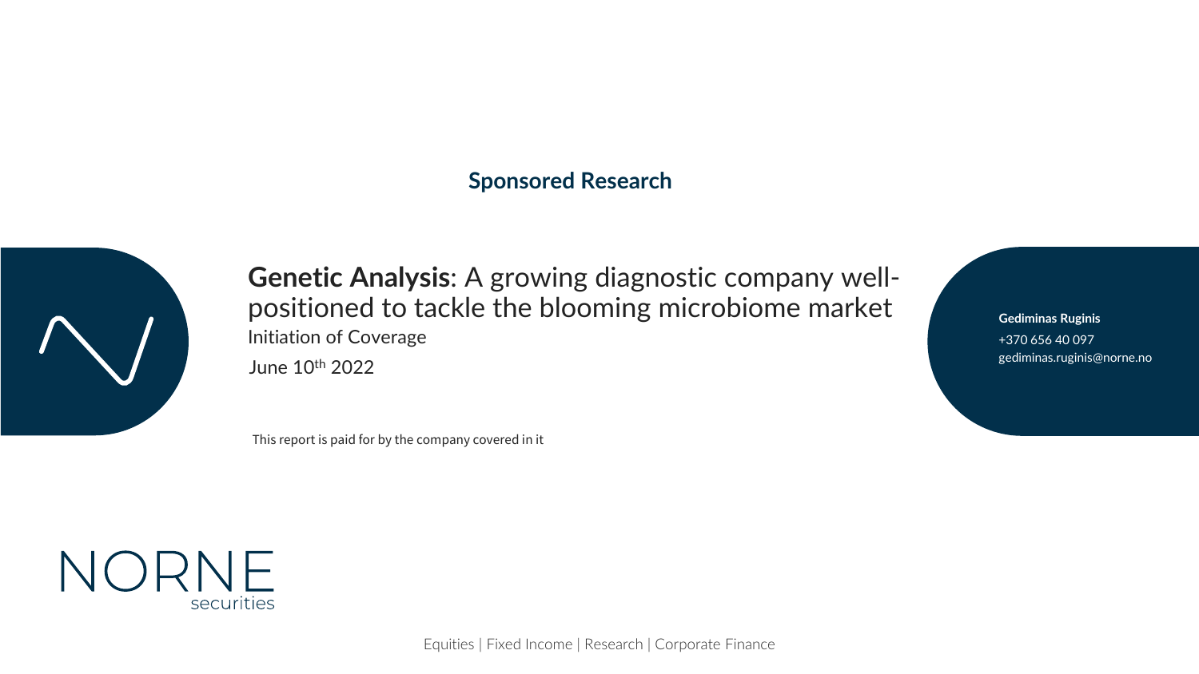**Sponsored Research**

# **Genetic Analysis**: A growing diagnostic company well-positioned to tackle the blooming microbiome market

Initiation of Coverage

June 10th 2022

This report is paid for by the company covered in it

**Gediminas Ruginis**
+370 656 40 097
gediminas.ruginis@norne.no

NORNE securities

Equities | Fixed Income | Research | Corporate Finance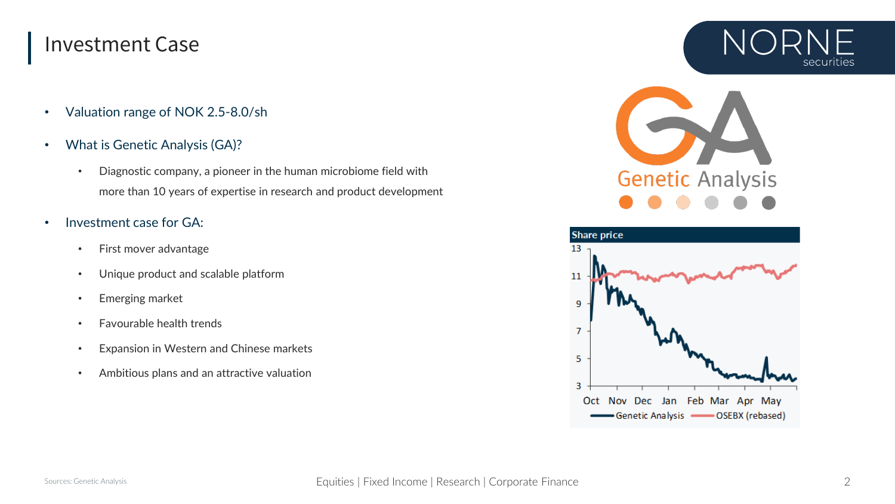# Investment Case

- Valuation range of NOK 2.5-8.0/sh
- What is Genetic Analysis (GA)?
  - Diagnostic company, a pioneer in the human microbiome field with more than 10 years of expertise in research and product development
- Investment case for GA:
  - First mover advantage
  - Unique product and scalable platform
  - Emerging market
  - Favourable health trends
  - Expansion in Western and Chinese markets
  - Ambitious plans and an attractive valuation

Share price

Sources: Genetic Analysis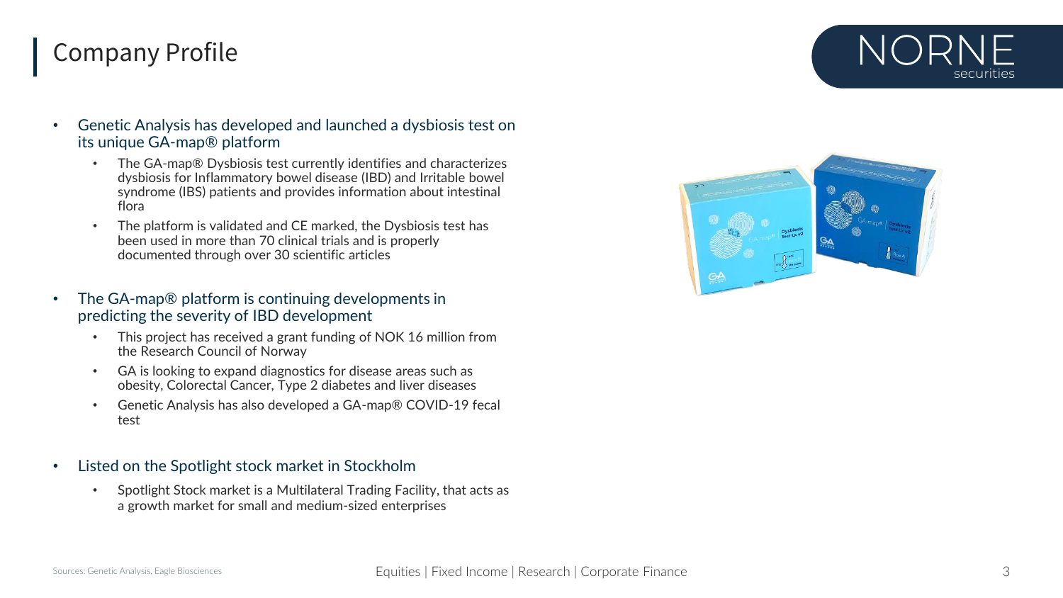# Company Profile

- Genetic Analysis has developed and launched a dysbiosis test on its unique GA-map® platform
  - The GA-map® Dysbiosis test currently identifies and characterizes dysbiosis for Inflammatory bowel disease (IBD) and Irritable bowel syndrome (IBS) patients and provides information about intestinal flora
  - The platform is validated and CE marked, the Dysbiosis test has been used in more than 70 clinical trials and is properly documented through over 30 scientific articles
- The GA-map® platform is continuing developments in predicting the severity of IBD development
  - This project has received a grant funding of NOK 16 million from the Research Council of Norway
  - GA is looking to expand diagnostics for disease areas such as obesity, Colorectal Cancer, Type 2 diabetes and liver diseases
  - Genetic Analysis has also developed a GA-map® COVID-19 fecal test
- Listed on the Spotlight stock market in Stockholm
  - Spotlight Stock market is a Multilateral Trading Facility, that acts as a growth market for small and medium-sized enterprises

Sources: Genetic Analysis, Eagle Biosciences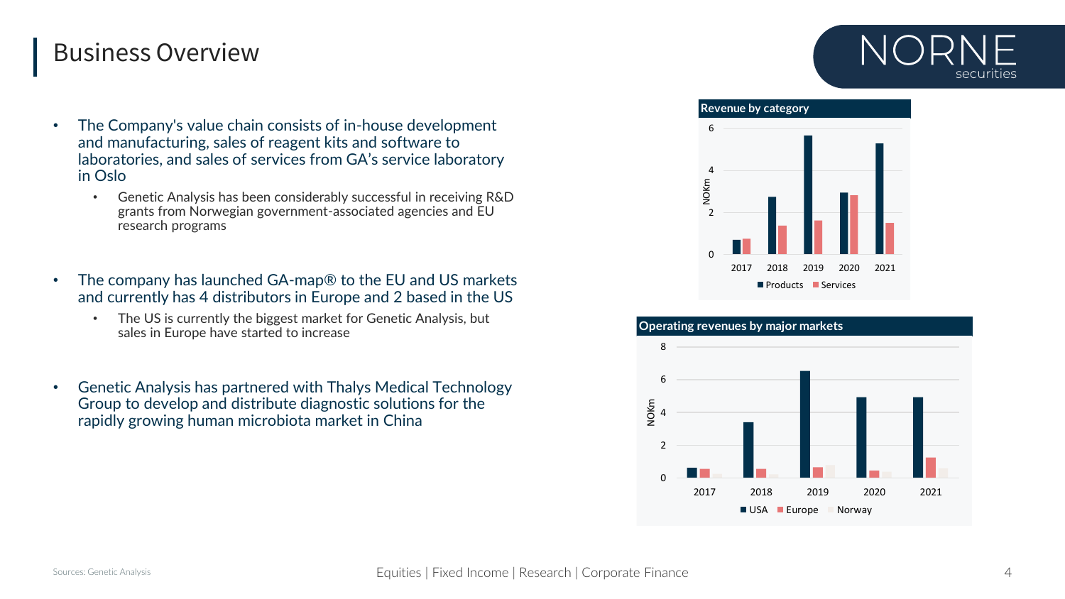# Business Overview

- The Company's value chain consists of in-house development and manufacturing, sales of reagent kits and software to laboratories, and sales of services from GA's service laboratory in Oslo
  - Genetic Analysis has been considerably successful in receiving R&D grants from Norwegian government-associated agencies and EU research programs
- The company has launched GA-map® to the EU and US markets and currently has 4 distributors in Europe and 2 based in the US
  - The US is currently the biggest market for Genetic Analysis, but sales in Europe have started to increase
- Genetic Analysis has partnered with Thalys Medical Technology Group to develop and distribute diagnostic solutions for the rapidly growing human microbiota market in China

**Revenue by category**

**Operating revenues by major markets**

Sources: Genetic Analysis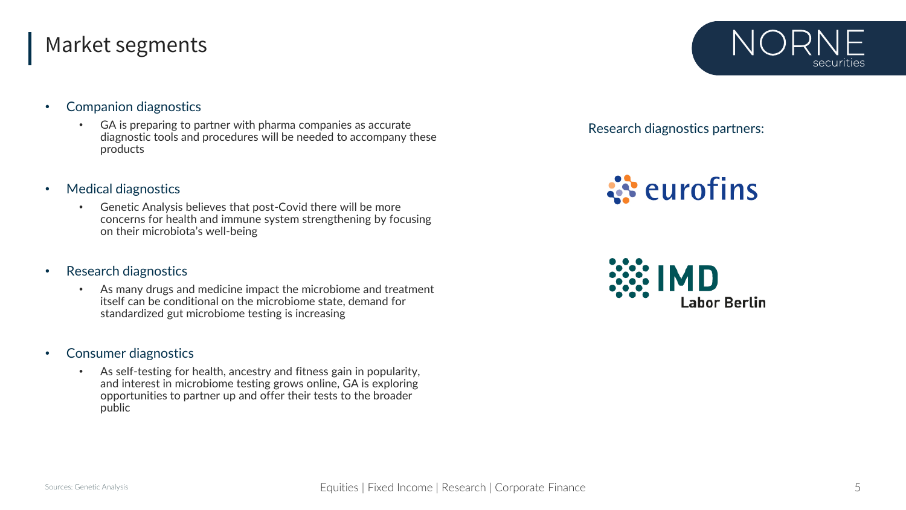# Market segments

- Companion diagnostics
  - GA is preparing to partner with pharma companies as accurate diagnostic tools and procedures will be needed to accompany these products
- Medical diagnostics
  - Genetic Analysis believes that post-Covid there will be more concerns for health and immune system strengthening by focusing on their microbiota's well-being
- Research diagnostics
  - As many drugs and medicine impact the microbiome and treatment itself can be conditional on the microbiome state, demand for standardized gut microbiome testing is increasing
- Consumer diagnostics
  - As self-testing for health, ancestry and fitness gain in popularity, and interest in microbiome testing grows online, GA is exploring opportunities to partner up and offer their tests to the broader public

Research diagnostics partners:

eurofins

IMD Labor Berlin

Sources: Genetic Analysis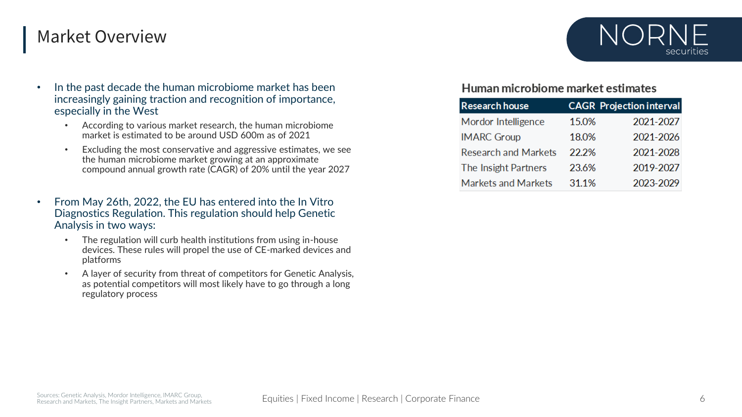# Market Overview

- In the past decade the human microbiome market has been increasingly gaining traction and recognition of importance, especially in the West
  - According to various market research, the human microbiome market is estimated to be around USD 600m as of 2021
  - Excluding the most conservative and aggressive estimates, we see the human microbiome market growing at an approximate compound annual growth rate (CAGR) of 20% until the year 2027
- From May 26th, 2022, the EU has entered into the In Vitro Diagnostics Regulation. This regulation should help Genetic Analysis in two ways:
  - The regulation will curb health institutions from using in-house devices. These rules will propel the use of CE-marked devices and platforms
  - A layer of security from threat of competitors for Genetic Analysis, as potential competitors will most likely have to go through a long regulatory process

**Human microbiome market estimates**

| Research house | CAGR | Projection interval |
|---|---|---|
| Mordor Intelligence | 15.0% | 2021-2027 |
| IMARC Group | 18.0% | 2021-2026 |
| Research and Markets | 22.2% | 2021-2028 |
| The Insight Partners | 23.6% | 2019-2027 |
| Markets and Markets | 31.1% | 2023-2029 |

Sources: Genetic Analysis, Mordor Intelligence, IMARC Group, Research and Markets, The Insight Partners, Markets and Markets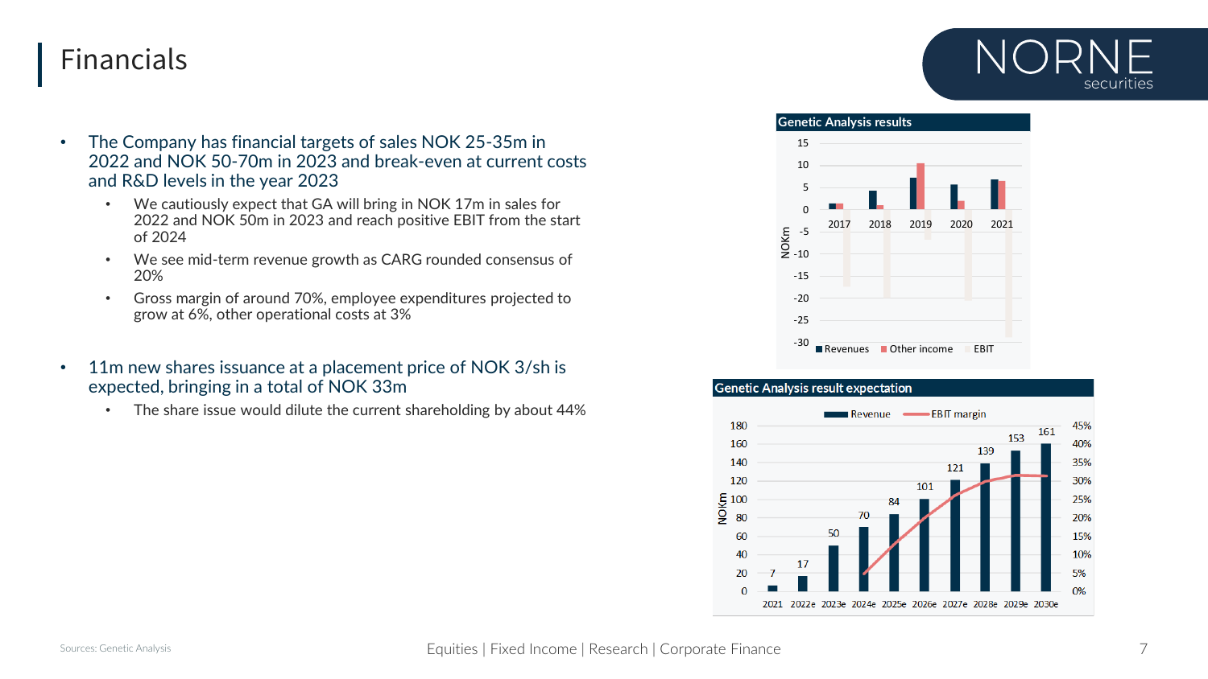# Financials

- The Company has financial targets of sales NOK 25-35m in 2022 and NOK 50-70m in 2023 and break-even at current costs and R&D levels in the year 2023
  - We cautiously expect that GA will bring in NOK 17m in sales for 2022 and NOK 50m in 2023 and reach positive EBIT from the start of 2024
  - We see mid-term revenue growth as CARG rounded consensus of 20%
  - Gross margin of around 70%, employee expenditures projected to grow at 6%, other operational costs at 3%
- 11m new shares issuance at a placement price of NOK 3/sh is expected, bringing in a total of NOK 33m
  - The share issue would dilute the current shareholding by about 44%

**Genetic Analysis results**

**Genetic Analysis result expectation**

| | 2021 | 2022e | 2023e | 2024e | 2025e | 2026e | 2027e | 2028e | 2029e | 2030e |
|---|---|---|---|---|---|---|---|---|---|---|
| Revenue (NOKm) | 7 | 17 | 50 | 70 | 84 | 101 | 121 | 139 | 153 | 161 |

Sources: Genetic Analysis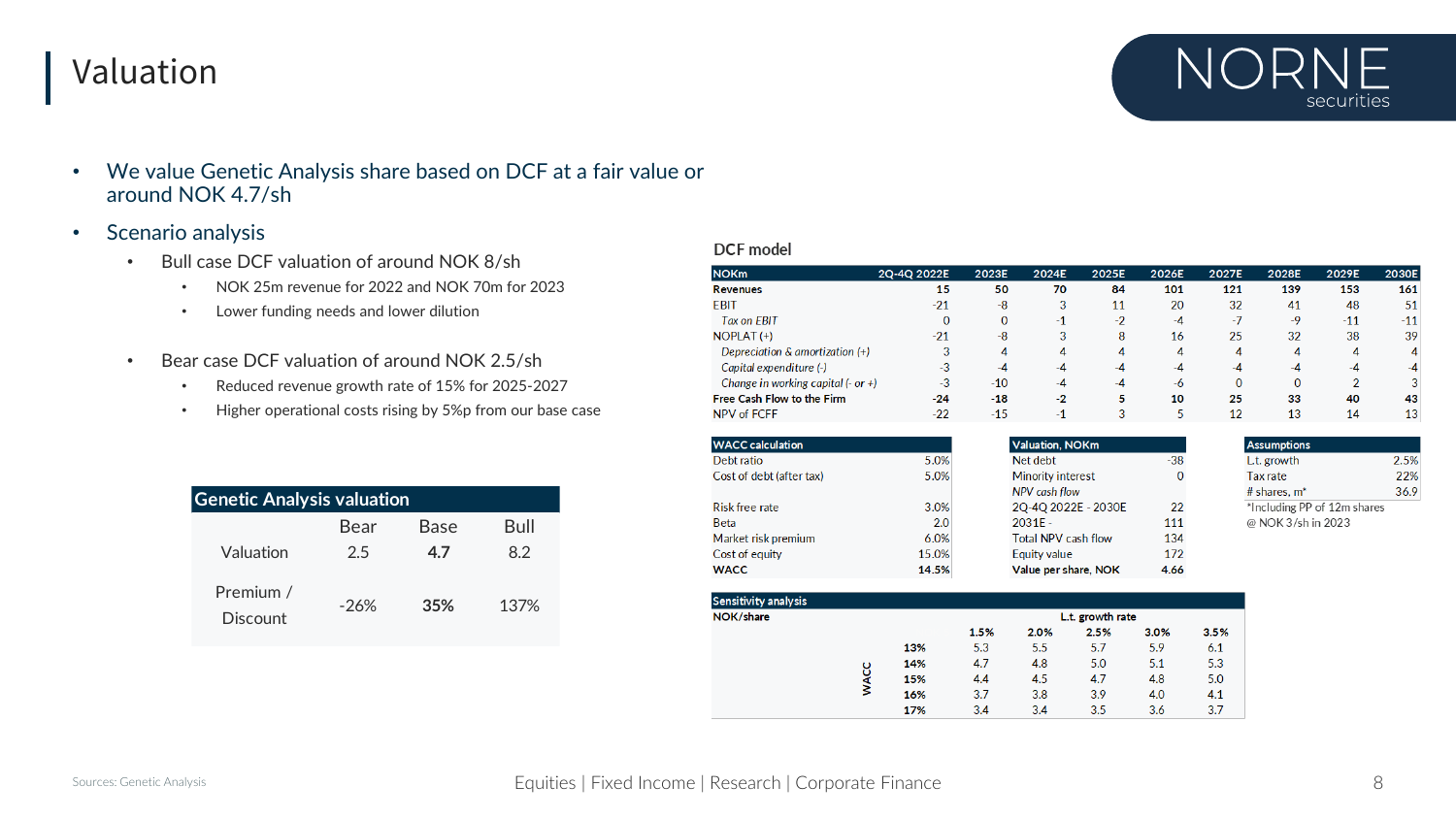# Valuation

- We value Genetic Analysis share based on DCF at a fair value or around NOK 4.7/sh
- Scenario analysis
  - Bull case DCF valuation of around NOK 8/sh
    - NOK 25m revenue for 2022 and NOK 70m for 2023
    - Lower funding needs and lower dilution
  - Bear case DCF valuation of around NOK 2.5/sh
    - Reduced revenue growth rate of 15% for 2025-2027
    - Higher operational costs rising by 5%p from our base case

| Genetic Analysis valuation | Bear | Base | Bull |
|---|---|---|---|
| Valuation | 2.5 | **4.7** | 8.2 |
| Premium / Discount | -26% | **35%** | 137% |

## DCF model

| NOKm | 2Q-4Q 2022E | 2023E | 2024E | 2025E | 2026E | 2027E | 2028E | 2029E | 2030E |
|---|---|---|---|---|---|---|---|---|---|
| **Revenues** | **15** | **50** | **70** | **84** | **101** | **121** | **139** | **153** | **161** |
| EBIT | -21 | -8 | 3 | 11 | 20 | 32 | 41 | 48 | 51 |
| *Tax on EBIT* | 0 | 0 | -1 | -2 | -4 | -7 | -9 | -11 | -11 |
| NOPLAT (+) | -21 | -8 | 3 | 8 | 16 | 25 | 32 | 38 | 39 |
| *Depreciation & amortization (+)* | 3 | 4 | 4 | 4 | 4 | 4 | 4 | 4 | 4 |
| *Capital expenditure (-)* | -3 | -4 | -4 | -4 | -4 | -4 | -4 | -4 | -4 |
| *Change in working capital (- or +)* | -3 | -10 | -4 | -4 | -6 | 0 | 0 | 2 | 3 |
| **Free Cash Flow to the Firm** | **-24** | **-18** | **-2** | **5** | **10** | **25** | **33** | **40** | **43** |
| NPV of FCFF | -22 | -15 | -1 | 3 | 5 | 12 | 13 | 14 | 13 |

| WACC calculation | |
|---|---|
| Debt ratio | 5.0% |
| Cost of debt (after tax) | 5.0% |
| | |
| Risk free rate | 3.0% |
| Beta | 2.0 |
| Market risk premium | 6.0% |
| Cost of equity | 15.0% |
| **WACC** | **14.5%** |

| Valuation, NOKm | |
|---|---|
| Net debt | -38 |
| Minority interest | 0 |
| *NPV cash flow* | |
| 2Q-4Q 2022E - 2030E | 22 |
| 2031E - | 111 |
| Total NPV cash flow | 134 |
| Equity value | 172 |
| **Value per share, NOK** | **4.66** |

| Assumptions | |
|---|---|
| L.t. growth | 2.5% |
| Tax rate | 22% |
| # shares, m* | 36.9 |

*Including PP of 12m shares @ NOK 3/sh in 2023

| Sensitivity analysis NOK/share | | L.t. growth rate | | | | |
|---|---|---|---|---|---|---|
| | | **1.5%** | **2.0%** | **2.5%** | **3.0%** | **3.5%** |
| WACC | **13%** | 5.3 | 5.5 | 5.7 | 5.9 | 6.1 |
| | **14%** | 4.7 | 4.8 | 5.0 | 5.1 | 5.3 |
| | **15%** | 4.4 | 4.5 | 4.7 | 4.8 | 5.0 |
| | **16%** | 3.7 | 3.8 | 3.9 | 4.0 | 4.1 |
| | **17%** | 3.4 | 3.4 | 3.5 | 3.6 | 3.7 |

Sources: Genetic Analysis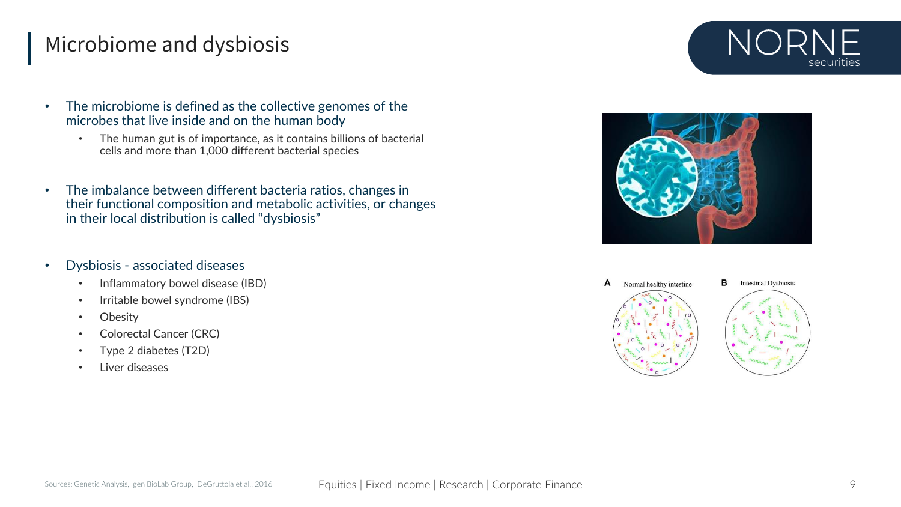# Microbiome and dysbiosis

- The microbiome is defined as the collective genomes of the microbes that live inside and on the human body
  - The human gut is of importance, as it contains billions of bacterial cells and more than 1,000 different bacterial species

- The imbalance between different bacteria ratios, changes in their functional composition and metabolic activities, or changes in their local distribution is called "dysbiosis"

- Dysbiosis - associated diseases
  - Inflammatory bowel disease (IBD)
  - Irritable bowel syndrome (IBS)
  - Obesity
  - Colorectal Cancer (CRC)
  - Type 2 diabetes (T2D)
  - Liver diseases

A Normal healthy intestine

B Intestinal Dysbiosis

Sources: Genetic Analysis, Igen BioLab Group, DeGruttola et al., 2016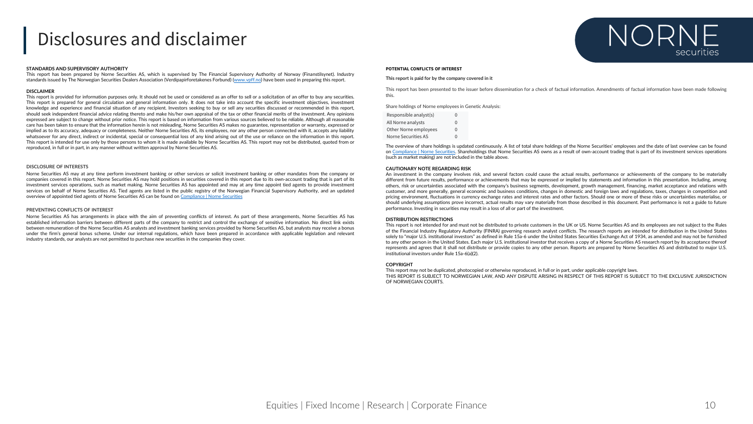# Disclosures and disclaimer

**STANDARDS AND SUPERVISORY AUTHORITY**

This report has been prepared by Norne Securities AS, which is supervised by The Financial Supervisory Authority of Norway (Finanstilsynet). Industry standards issued by The Norwegian Securities Dealers Association (Verdipapirforetakenes Forbund) (www.vpff.no) have been used in preparing this report.

**DISCLAIMER**

This report is provided for information purposes only. It should not be used or considered as an offer to sell or a solicitation of an offer to buy any securities. This report is prepared for general circulation and general information only. It does not take into account the specific investment objectives, investment knowledge and experience and financial situation of any recipient. Investors seeking to buy or sell any securities discussed or recommended in this report, should seek independent financial advice relating thereto and make his/her own appraisal of the tax or other financial merits of the investment. Any opinions expressed are subject to change without prior notice. This report is based on information from various sources believed to be reliable. Although all reasonable care has been taken to ensure that the information herein is not misleading, Norne Securities AS makes no guarantee, representation or warranty, expressed or implied as to its accuracy, adequacy or completeness. Neither Norne Securities AS, its employees, nor any other person connected with it, accepts any liability whatsoever for any direct, indirect or incidental, special or consequential loss of any kind arising out of the use or reliance on the information in this report. This report is intended for use only by those persons to whom it is made available by Norne Securities AS. This report may not be distributed, quoted from or reproduced, in full or in part, in any manner without written approval by Norne Securities AS.

**DISCLOSURE OF INTERESTS**

Norne Securities AS may at any time perform investment banking or other services or solicit investment banking or other mandates from the company or companies covered in this report. Norne Securities AS may hold positions in securities covered in this report due to its own-account trading that is part of its investment services operations, such as market making. Norne Securities AS has appointed and may at any time appoint tied agents to provide investment services on behalf of Norne Securities AS. Tied agents are listed in the public registry of the Norwegian Financial Supervisory Authority, and an updated overview of appointed tied agents of Norne Securities AS can be found on Compliance | Norne Securities

**PREVENTING CONFLICTS OF INTEREST**

Norne Securities AS has arrangements in place with the aim of preventing conflicts of interest. As part of these arrangements, Norne Securities AS has established information barriers between different parts of the company to restrict and control the exchange of sensitive information. No direct link exists between remuneration of the Norne Securities AS analysts and investment banking services provided by Norne Securities AS, but analysts may receive a bonus under the firm's general bonus scheme. Under our internal regulations, which have been prepared in accordance with applicable legislation and relevant industry standards, our analysts are not permitted to purchase new securities in the companies they cover.

**POTENTIAL CONFLICTS OF INTEREST**

**This report is paid for by the company covered in it**

This report has been presented to the issuer before dissemination for a check of factual information. Amendments of factual information have been made following this.

Share holdings of Norne employees in Genetic Analysis:

| | |
|---|---|
| Responsible analyst(s) | 0 |
| All Norne analysts | 0 |
| Other Norne employees | 0 |
| Norne Securities AS | 0 |

The overview of share holdings is updated continuously. A list of total share holdings of the Norne Securities' employees and the date of last overview can be found on Compliance | Norne Securities. Shareholdings that Norne Securities AS owns as a result of own-account trading that is part of its investment services operations (such as market making) are not included in the table above.

**CAUTIONARY NOTE REGARDING RISK**

An investment in the company involves risk, and several factors could cause the actual results, performance or achievements of the company to be materially different from future results, performance or achievements that may be expressed or implied by statements and information in this presentation. Including, among others, risk or uncertainties associated with the company's business segments, development, growth management, financing, market acceptance and relations with customer, and more generally, general economic and business conditions, changes in domestic and foreign laws and regulations, taxes, changes in competition and pricing environment, fluctuations in currency exchange rates and interest rates and other factors. Should one or more of these risks or uncertainties materialise, or should underlying assumptions prove incorrect, actual results may vary materially from those described in this document. Past performance is not a guide to future performance. Investing in securities may result in a loss of all or part of the investment.

**DISTRIBUTION RESTRICTIONS**

This report is not intended for and must not be distributed to private customers in the UK or US. Norne Securities AS and its employees are not subject to the Rules of the Financial Industry Regulatory Authority (FINRA) governing research analyst conflicts. The research reports are intended for distribution in the United States solely to "major U.S. institutional investors" as defined in Rule 15a-6 under the United States Securities Exchange Act of 1934, as amended and may not be furnished to any other person in the United States. Each major U.S. institutional investor that receives a copy of a Norne Securities AS research report by its acceptance thereof represents and agrees that it shall not distribute or provide copies to any other person. Reports are prepared by Norne Securities AS and distributed to major U.S. institutional investors under Rule 15a-6(a)(2).

**COPYRIGHT**

This report may not be duplicated, photocopied or otherwise reproduced, in full or in part, under applicable copyright laws.

THIS REPORT IS SUBJECT TO NORWEGIAN LAW, AND ANY DISPUTE ARISING IN RESPECT OF THIS REPORT IS SUBJECT TO THE EXCLUSIVE JURISDICTION OF NORWEGIAN COURTS.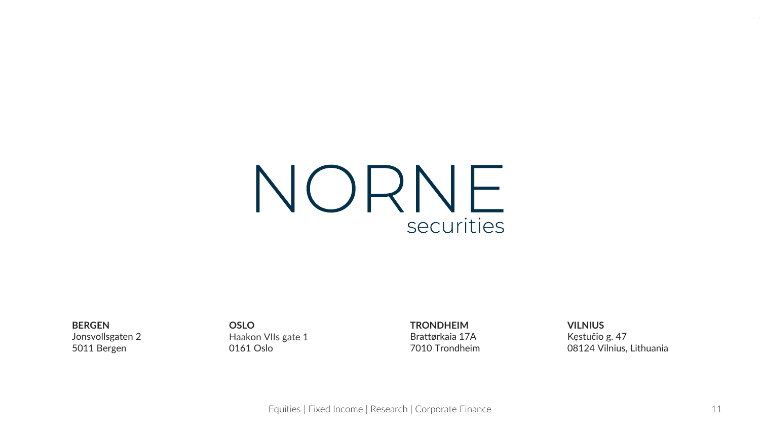# NORNE
securities

**BERGEN**
Jonsvollsgaten 2
5011 Bergen

**OSLO**
Haakon VIIs gate 1
0161 Oslo

**TRONDHEIM**
Brattørkaia 17A
7010 Trondheim

**VILNIUS**
Kęstučio g. 47
08124 Vilnius, Lithuania

Equities | Fixed Income | Research | Corporate Finance